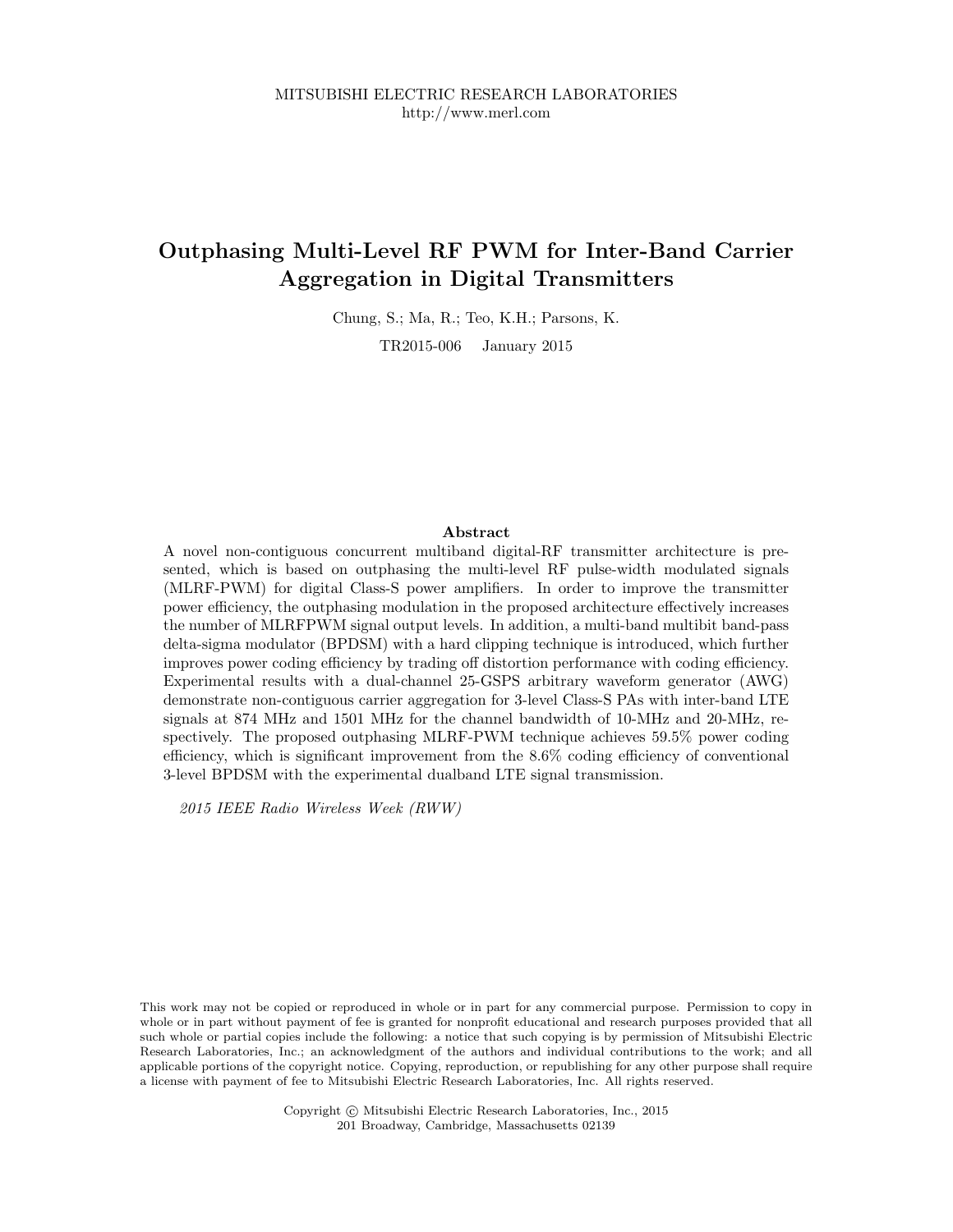MITSUBISHI ELECTRIC RESEARCH LABORATORIES
http://www.merl.com

# Outphasing Multi-Level RF PWM for Inter-Band Carrier Aggregation in Digital Transmitters

Chung, S.; Ma, R.; Teo, K.H.; Parsons, K.

TR2015-006 January 2015

## Abstract

A novel non-contiguous concurrent multiband digital-RF transmitter architecture is presented, which is based on outphasing the multi-level RF pulse-width modulated signals (MLRF-PWM) for digital Class-S power amplifiers. In order to improve the transmitter power efficiency, the outphasing modulation in the proposed architecture effectively increases the number of MLRFPWM signal output levels. In addition, a multi-band multibit band-pass delta-sigma modulator (BPDSM) with a hard clipping technique is introduced, which further improves power coding efficiency by trading off distortion performance with coding efficiency. Experimental results with a dual-channel 25-GSPS arbitrary waveform generator (AWG) demonstrate non-contiguous carrier aggregation for 3-level Class-S PAs with inter-band LTE signals at 874 MHz and 1501 MHz for the channel bandwidth of 10-MHz and 20-MHz, respectively. The proposed outphasing MLRF-PWM technique achieves 59.5% power coding efficiency, which is significant improvement from the 8.6% coding efficiency of conventional 3-level BPDSM with the experimental dualband LTE signal transmission.

*2015 IEEE Radio Wireless Week (RWW)*

This work may not be copied or reproduced in whole or in part for any commercial purpose. Permission to copy in whole or in part without payment of fee is granted for nonprofit educational and research purposes provided that all such whole or partial copies include the following: a notice that such copying is by permission of Mitsubishi Electric Research Laboratories, Inc.; an acknowledgment of the authors and individual contributions to the work; and all applicable portions of the copyright notice. Copying, reproduction, or republishing for any other purpose shall require a license with payment of fee to Mitsubishi Electric Research Laboratories, Inc. All rights reserved.

Copyright © Mitsubishi Electric Research Laboratories, Inc., 2015
201 Broadway, Cambridge, Massachusetts 02139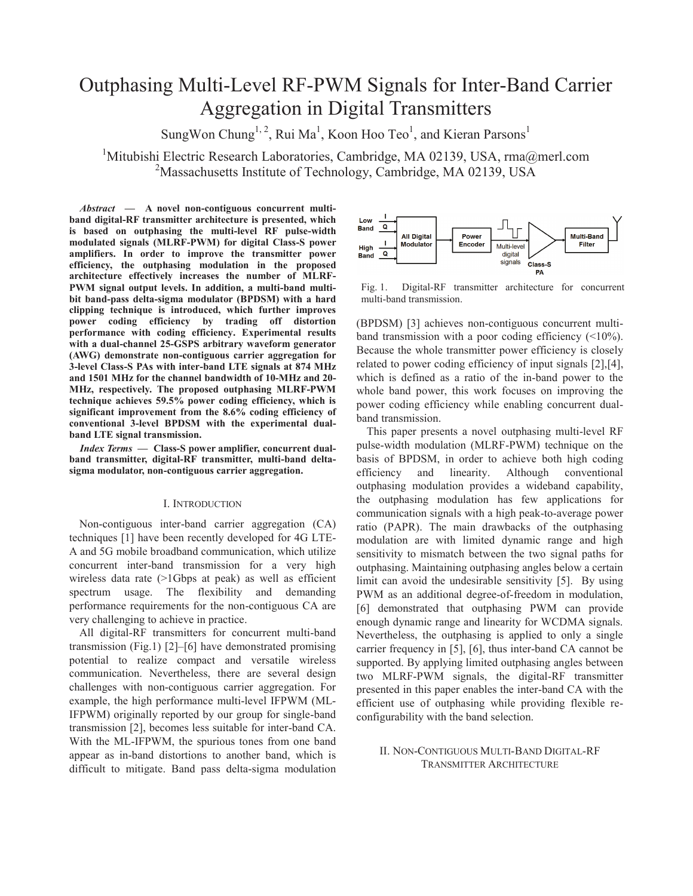# Outphasing Multi-Level RF-PWM Signals for Inter-Band Carrier Aggregation in Digital Transmitters

SungWon Chung[1, 2], Rui Ma[1], Koon Hoo Teo[1], and Kieran Parsons[1]

[1]Mitubishi Electric Research Laboratories, Cambridge, MA 02139, USA, rma@merl.com
[2]Massachusetts Institute of Technology, Cambridge, MA 02139, USA

***Abstract* — A novel non-contiguous concurrent multi-band digital-RF transmitter architecture is presented, which is based on outphasing the multi-level RF pulse-width modulated signals (MLRF-PWM) for digital Class-S power amplifiers. In order to improve the transmitter power efficiency, the outphasing modulation in the proposed architecture effectively increases the number of MLRF-PWM signal output levels. In addition, a multi-band multi-bit band-pass delta-sigma modulator (BPDSM) with a hard clipping technique is introduced, which further improves power coding efficiency by trading off distortion performance with coding efficiency. Experimental results with a dual-channel 25-GSPS arbitrary waveform generator (AWG) demonstrate non-contiguous carrier aggregation for 3-level Class-S PAs with inter-band LTE signals at 874 MHz and 1501 MHz for the channel bandwidth of 10-MHz and 20-MHz, respectively. The proposed outphasing MLRF-PWM technique achieves 59.5% power coding efficiency, which is significant improvement from the 8.6% coding efficiency of conventional 3-level BPDSM with the experimental dual-band LTE signal transmission.**

***Index Terms* — Class-S power amplifier, concurrent dual-band transmitter, digital-RF transmitter, multi-band delta-sigma modulator, non-contiguous carrier aggregation.**

## I. Introduction

Non-contiguous inter-band carrier aggregation (CA) techniques [1] have been recently developed for 4G LTE-A and 5G mobile broadband communication, which utilize concurrent inter-band transmission for a very high wireless data rate (>1Gbps at peak) as well as efficient spectrum usage. The flexibility and demanding performance requirements for the non-contiguous CA are very challenging to achieve in practice.

All digital-RF transmitters for concurrent multi-band transmission (Fig.1) [2]–[6] have demonstrated promising potential to realize compact and versatile wireless communication. Nevertheless, there are several design challenges with non-contiguous carrier aggregation. For example, the high performance multi-level IFPWM (ML-IFPWM) originally reported by our group for single-band transmission [2], becomes less suitable for inter-band CA. With the ML-IFPWM, the spurious tones from one band appear as in-band distortions to another band, which is difficult to mitigate. Band pass delta-sigma modulation (BPDSM) [3] achieves non-contiguous concurrent multi-band transmission with a poor coding efficiency (<10%). Because the whole transmitter power efficiency is closely related to power coding efficiency of input signals [2],[4], which is defined as a ratio of the in-band power to the whole band power, this work focuses on improving the power coding efficiency while enabling concurrent dual-band transmission.

Fig. 1. Digital-RF transmitter architecture for concurrent multi-band transmission.

This paper presents a novel outphasing multi-level RF pulse-width modulation (MLRF-PWM) technique on the basis of BPDSM, in order to achieve both high coding efficiency and linearity. Although conventional outphasing modulation provides a wideband capability, the outphasing modulation has few applications for communication signals with a high peak-to-average power ratio (PAPR). The main drawbacks of the outphasing modulation are with limited dynamic range and high sensitivity to mismatch between the two signal paths for outphasing. Maintaining outphasing angles below a certain limit can avoid the undesirable sensitivity [5]. By using PWM as an additional degree-of-freedom in modulation, [6] demonstrated that outphasing PWM can provide enough dynamic range and linearity for WCDMA signals. Nevertheless, the outphasing is applied to only a single carrier frequency in [5], [6], thus inter-band CA cannot be supported. By applying limited outphasing angles between two MLRF-PWM signals, the digital-RF transmitter presented in this paper enables the inter-band CA with the efficient use of outphasing while providing flexible re-configurability with the band selection.

## II. Non-Contiguous Multi-Band Digital-RF Transmitter Architecture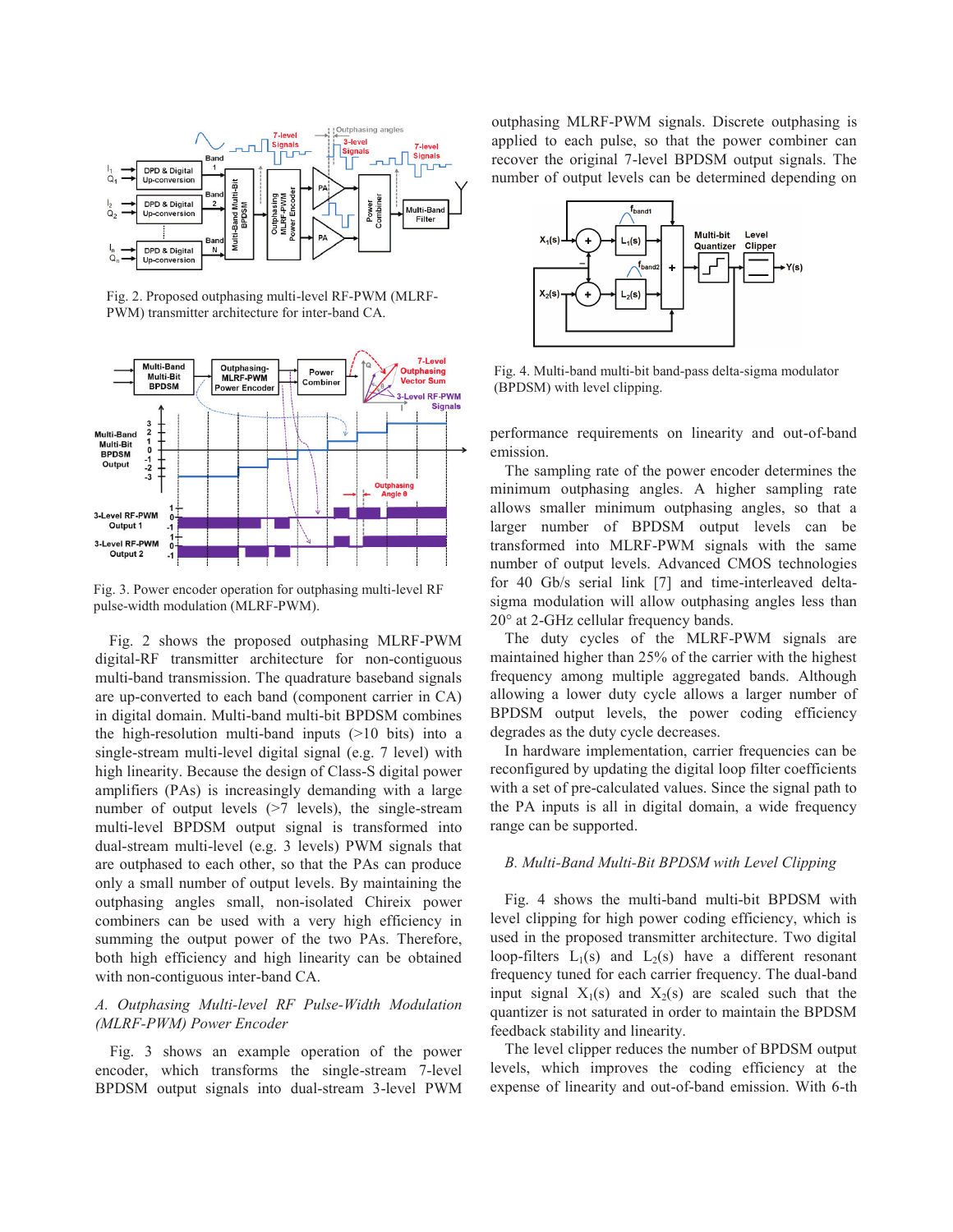Fig. 2. Proposed outphasing multi-level RF-PWM (MLRF-PWM) transmitter architecture for inter-band CA.

Fig. 3. Power encoder operation for outphasing multi-level RF pulse-width modulation (MLRF-PWM).

Fig. 2 shows the proposed outphasing MLRF-PWM digital-RF transmitter architecture for non-contiguous multi-band transmission. The quadrature baseband signals are up-converted to each band (component carrier in CA) in digital domain. Multi-band multi-bit BPDSM combines the high-resolution multi-band inputs (>10 bits) into a single-stream multi-level digital signal (e.g. 7 level) with high linearity. Because the design of Class-S digital power amplifiers (PAs) is increasingly demanding with a large number of output levels (>7 levels), the single-stream multi-level BPDSM output signal is transformed into dual-stream multi-level (e.g. 3 levels) PWM signals that are outphased to each other, so that the PAs can produce only a small number of output levels. By maintaining the outphasing angles small, non-isolated Chireix power combiners can be used with a very high efficiency in summing the output power of the two PAs. Therefore, both high efficiency and high linearity can be obtained with non-contiguous inter-band CA.

*A. Outphasing Multi-level RF Pulse-Width Modulation (MLRF-PWM) Power Encoder*

Fig. 3 shows an example operation of the power encoder, which transforms the single-stream 7-level BPDSM output signals into dual-stream 3-level PWM outphasing MLRF-PWM signals. Discrete outphasing is applied to each pulse, so that the power combiner can recover the original 7-level BPDSM output signals. The number of output levels can be determined depending on performance requirements on linearity and out-of-band emission.

Fig. 4. Multi-band multi-bit band-pass delta-sigma modulator (BPDSM) with level clipping.

The sampling rate of the power encoder determines the minimum outphasing angles. A higher sampling rate allows smaller minimum outphasing angles, so that a larger number of BPDSM output levels can be transformed into MLRF-PWM signals with the same number of output levels. Advanced CMOS technologies for 40 Gb/s serial link [7] and time-interleaved delta-sigma modulation will allow outphasing angles less than 20° at 2-GHz cellular frequency bands.

The duty cycles of the MLRF-PWM signals are maintained higher than 25% of the carrier with the highest frequency among multiple aggregated bands. Although allowing a lower duty cycle allows a larger number of BPDSM output levels, the power coding efficiency degrades as the duty cycle decreases.

In hardware implementation, carrier frequencies can be reconfigured by updating the digital loop filter coefficients with a set of pre-calculated values. Since the signal path to the PA inputs is all in digital domain, a wide frequency range can be supported.

*B. Multi-Band Multi-Bit BPDSM with Level Clipping*

Fig. 4 shows the multi-band multi-bit BPDSM with level clipping for high power coding efficiency, which is used in the proposed transmitter architecture. Two digital loop-filters $L_1(s)$ and $L_2(s)$ have a different resonant frequency tuned for each carrier frequency. The dual-band input signal $X_1(s)$ and $X_2(s)$ are scaled such that the quantizer is not saturated in order to maintain the BPDSM feedback stability and linearity.

The level clipper reduces the number of BPDSM output levels, which improves the coding efficiency at the expense of linearity and out-of-band emission. With 6-th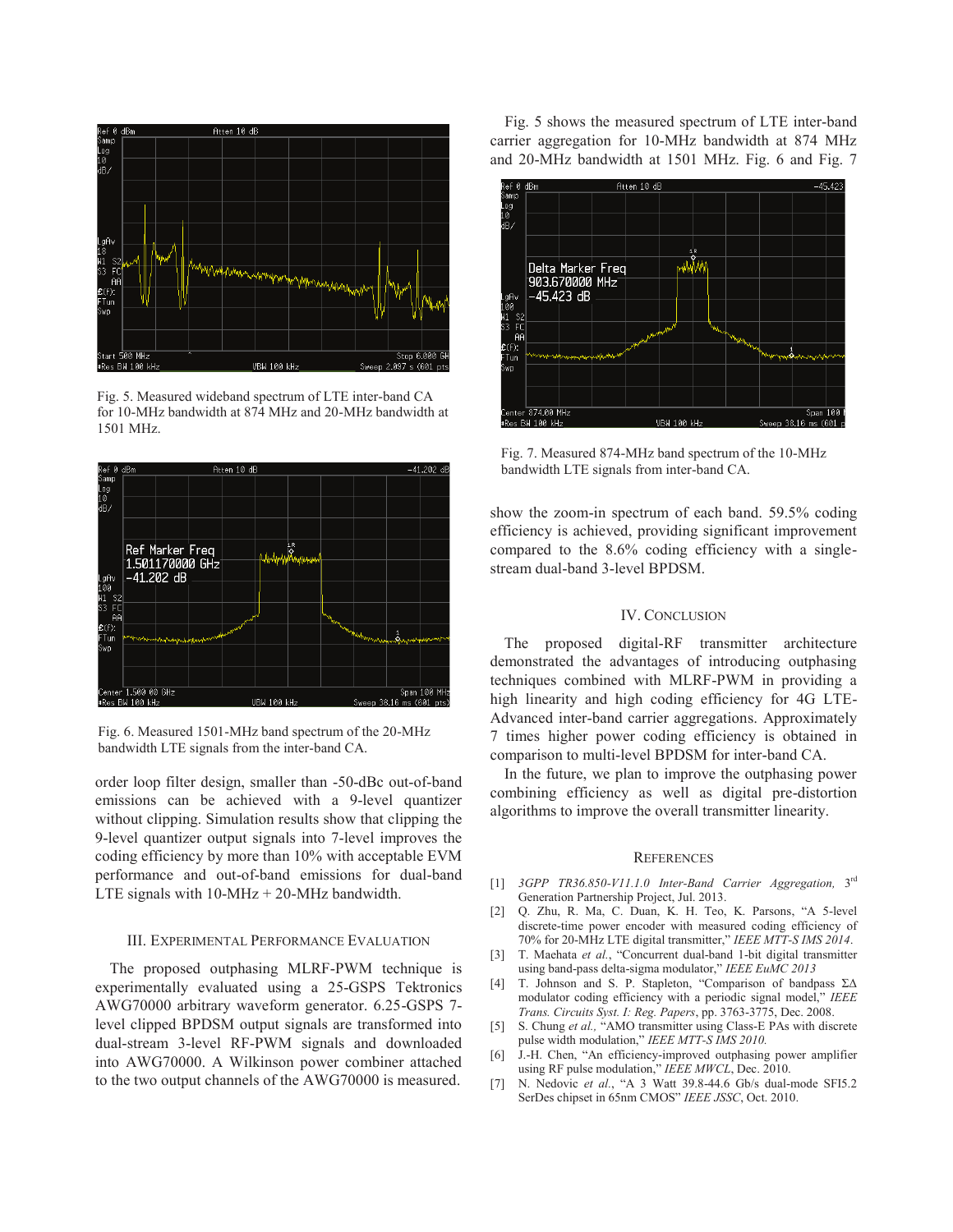Ref 0 dBm Atten 10 dB
Samp
Log
10
dB/
LgAv
18
W1 S2
S3 FC
AA
£(f):
FTun
Swp
Start 500 MHz Stop 6.000 GHz
#Res BW 100 kHz VBW 100 kHz Sweep 2.097 s (601 pts)

Fig. 5. Measured wideband spectrum of LTE inter-band CA for 10-MHz bandwidth at 874 MHz and 20-MHz bandwidth at 1501 MHz.

Ref 0 dBm Atten 10 dB -41.202 dB
Samp
Log
10
dB/
Ref Marker Freq
1.501170000 GHz
-41.202 dB
LgAv
100
W1 S2
S3 FC
AA
£(f):
FTun
Swp
Center 1.500 00 GHz Span 100 MHz
#Res BW 100 kHz VBW 100 kHz Sweep 38.16 ms (601 pts)

Fig. 6. Measured 1501-MHz band spectrum of the 20-MHz bandwidth LTE signals from the inter-band CA.

order loop filter design, smaller than -50-dBc out-of-band emissions can be achieved with a 9-level quantizer without clipping. Simulation results show that clipping the 9-level quantizer output signals into 7-level improves the coding efficiency by more than 10% with acceptable EVM performance and out-of-band emissions for dual-band LTE signals with 10-MHz + 20-MHz bandwidth.

## III. Experimental Performance Evaluation

The proposed outphasing MLRF-PWM technique is experimentally evaluated using a 25-GSPS Tektronics AWG70000 arbitrary waveform generator. 6.25-GSPS 7-level clipped BPDSM output signals are transformed into dual-stream 3-level RF-PWM signals and downloaded into AWG70000. A Wilkinson power combiner attached to the two output channels of the AWG70000 is measured.

Fig. 5 shows the measured spectrum of LTE inter-band carrier aggregation for 10-MHz bandwidth at 874 MHz and 20-MHz bandwidth at 1501 MHz. Fig. 6 and Fig. 7

Ref 0 dBm Atten 10 dB -45.423
Samp
Log
10
dB/
Delta Marker Freq
903.670000 MHz
-45.423 dB
LgAv
100
W1 S2
S3 FC
AA
£(f):
FTun
Swp
Center 874.00 MHz Span 100 M
#Res BW 100 kHz VBW 100 kHz Sweep 38.16 ms (601 p

Fig. 7. Measured 874-MHz band spectrum of the 10-MHz bandwidth LTE signals from inter-band CA.

show the zoom-in spectrum of each band. 59.5% coding efficiency is achieved, providing significant improvement compared to the 8.6% coding efficiency with a single-stream dual-band 3-level BPDSM.

## IV. Conclusion

The proposed digital-RF transmitter architecture demonstrated the advantages of introducing outphasing techniques combined with MLRF-PWM in providing a high linearity and high coding efficiency for 4G LTE-Advanced inter-band carrier aggregations. Approximately 7 times higher power coding efficiency is obtained in comparison to multi-level BPDSM for inter-band CA.

In the future, we plan to improve the outphasing power combining efficiency as well as digital pre-distortion algorithms to improve the overall transmitter linearity.

## References

[1] *3GPP TR36.850-V11.1.0 Inter-Band Carrier Aggregation,* 3rd Generation Partnership Project, Jul. 2013.

[2] Q. Zhu, R. Ma, C. Duan, K. H. Teo, K. Parsons, "A 5-level discrete-time power encoder with measured coding efficiency of 70% for 20-MHz LTE digital transmitter," *IEEE MTT-S IMS 2014*.

[3] T. Maehata *et al.*, "Concurrent dual-band 1-bit digital transmitter using band-pass delta-sigma modulator," *IEEE EuMC 2013*

[4] T. Johnson and S. P. Stapleton, "Comparison of bandpass ΣΔ modulator coding efficiency with a periodic signal model," *IEEE Trans. Circuits Syst. I: Reg. Papers*, pp. 3763-3775, Dec. 2008.

[5] S. Chung *et al.,* "AMO transmitter using Class-E PAs with discrete pulse width modulation," *IEEE MTT-S IMS 2010.*

[6] J.-H. Chen, "An efficiency-improved outphasing power amplifier using RF pulse modulation," *IEEE MWCL*, Dec. 2010.

[7] N. Nedovic *et al.*, "A 3 Watt 39.8-44.6 Gb/s dual-mode SFI5.2 SerDes chipset in 65nm CMOS" *IEEE JSSC*, Oct. 2010.